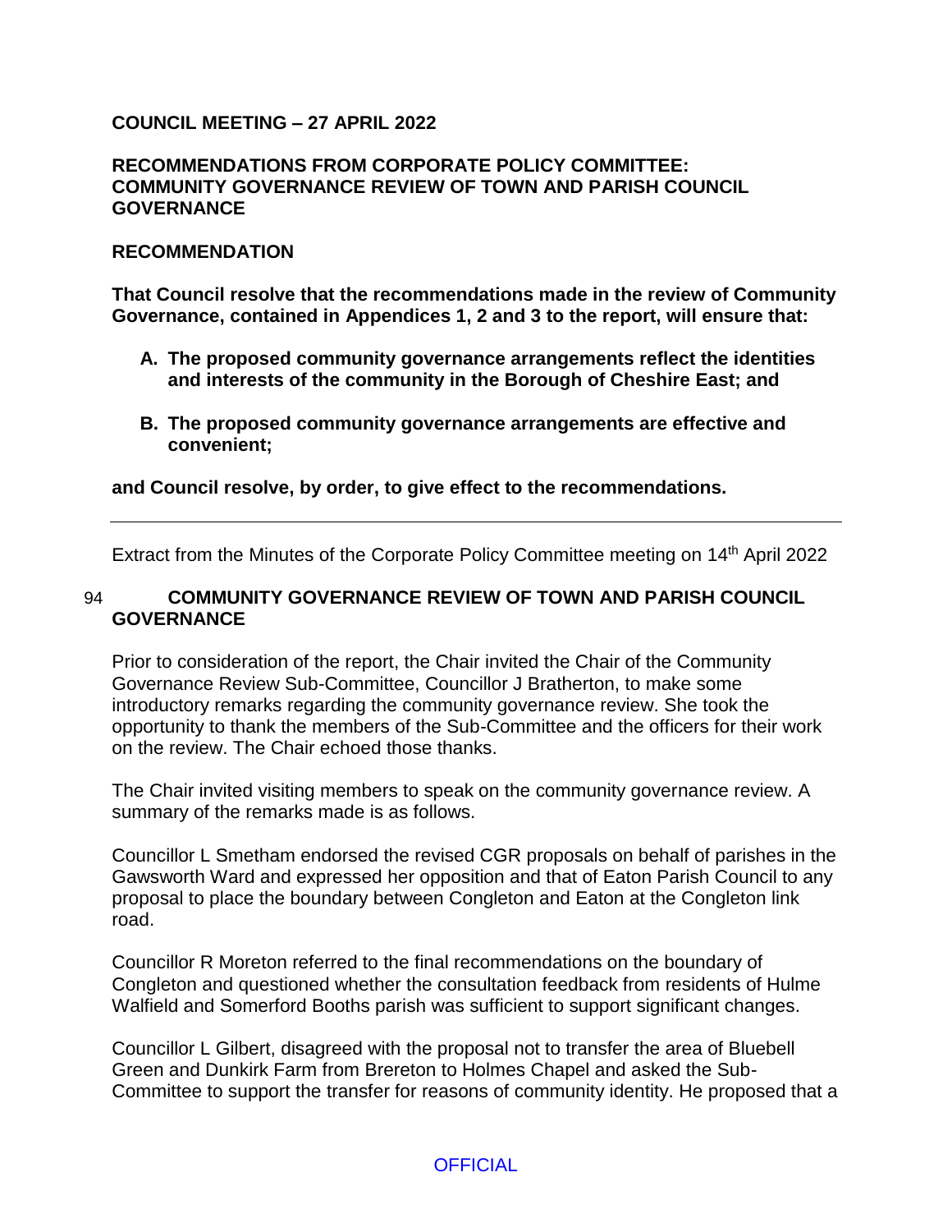**COUNCIL MEETING – 27 APRIL 2022**

**RECOMMENDATIONS FROM CORPORATE POLICY COMMITTEE: COMMUNITY GOVERNANCE REVIEW OF TOWN AND PARISH COUNCIL GOVERNANCE**

**RECOMMENDATION**

**That Council resolve that the recommendations made in the review of Community Governance, contained in Appendices 1, 2 and 3 to the report, will ensure that:**

**A. The proposed community governance arrangements reflect the identities and interests of the community in the Borough of Cheshire East; and**

**B. The proposed community governance arrangements are effective and convenient;**

**and Council resolve, by order, to give effect to the recommendations.**

---

Extract from the Minutes of the Corporate Policy Committee meeting on 14th April 2022

94 **COMMUNITY GOVERNANCE REVIEW OF TOWN AND PARISH COUNCIL GOVERNANCE**

Prior to consideration of the report, the Chair invited the Chair of the Community Governance Review Sub-Committee, Councillor J Bratherton, to make some introductory remarks regarding the community governance review. She took the opportunity to thank the members of the Sub-Committee and the officers for their work on the review. The Chair echoed those thanks.

The Chair invited visiting members to speak on the community governance review. A summary of the remarks made is as follows.

Councillor L Smetham endorsed the revised CGR proposals on behalf of parishes in the Gawsworth Ward and expressed her opposition and that of Eaton Parish Council to any proposal to place the boundary between Congleton and Eaton at the Congleton link road.

Councillor R Moreton referred to the final recommendations on the boundary of Congleton and questioned whether the consultation feedback from residents of Hulme Walfield and Somerford Booths parish was sufficient to support significant changes.

Councillor L Gilbert, disagreed with the proposal not to transfer the area of Bluebell Green and Dunkirk Farm from Brereton to Holmes Chapel and asked the Sub-Committee to support the transfer for reasons of community identity. He proposed that a

OFFICIAL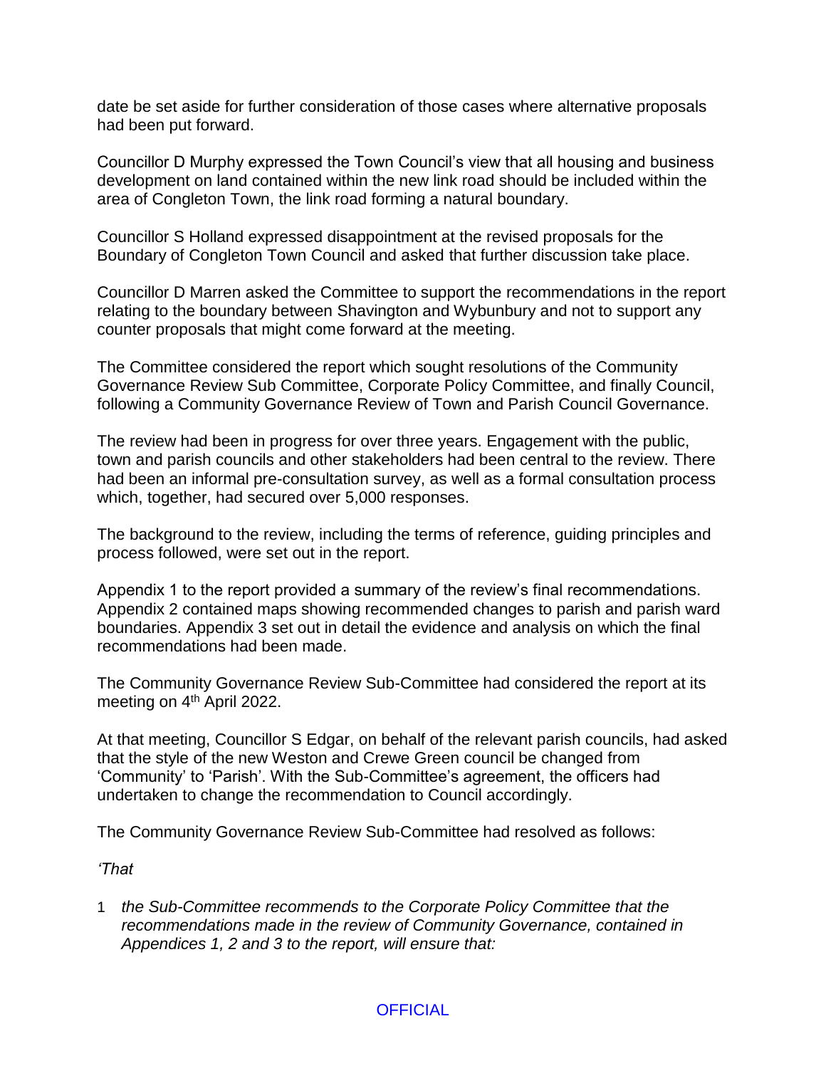date be set aside for further consideration of those cases where alternative proposals had been put forward.

Councillor D Murphy expressed the Town Council's view that all housing and business development on land contained within the new link road should be included within the area of Congleton Town, the link road forming a natural boundary.

Councillor S Holland expressed disappointment at the revised proposals for the Boundary of Congleton Town Council and asked that further discussion take place.

Councillor D Marren asked the Committee to support the recommendations in the report relating to the boundary between Shavington and Wybunbury and not to support any counter proposals that might come forward at the meeting.

The Committee considered the report which sought resolutions of the Community Governance Review Sub Committee, Corporate Policy Committee, and finally Council, following a Community Governance Review of Town and Parish Council Governance.

The review had been in progress for over three years. Engagement with the public, town and parish councils and other stakeholders had been central to the review. There had been an informal pre-consultation survey, as well as a formal consultation process which, together, had secured over 5,000 responses.

The background to the review, including the terms of reference, guiding principles and process followed, were set out in the report.

Appendix 1 to the report provided a summary of the review's final recommendations. Appendix 2 contained maps showing recommended changes to parish and parish ward boundaries. Appendix 3 set out in detail the evidence and analysis on which the final recommendations had been made.

The Community Governance Review Sub-Committee had considered the report at its meeting on 4th April 2022.

At that meeting, Councillor S Edgar, on behalf of the relevant parish councils, had asked that the style of the new Weston and Crewe Green council be changed from 'Community' to 'Parish'. With the Sub-Committee's agreement, the officers had undertaken to change the recommendation to Council accordingly.

The Community Governance Review Sub-Committee had resolved as follows:

*'That*

1. *the Sub-Committee recommends to the Corporate Policy Committee that the recommendations made in the review of Community Governance, contained in Appendices 1, 2 and 3 to the report, will ensure that:*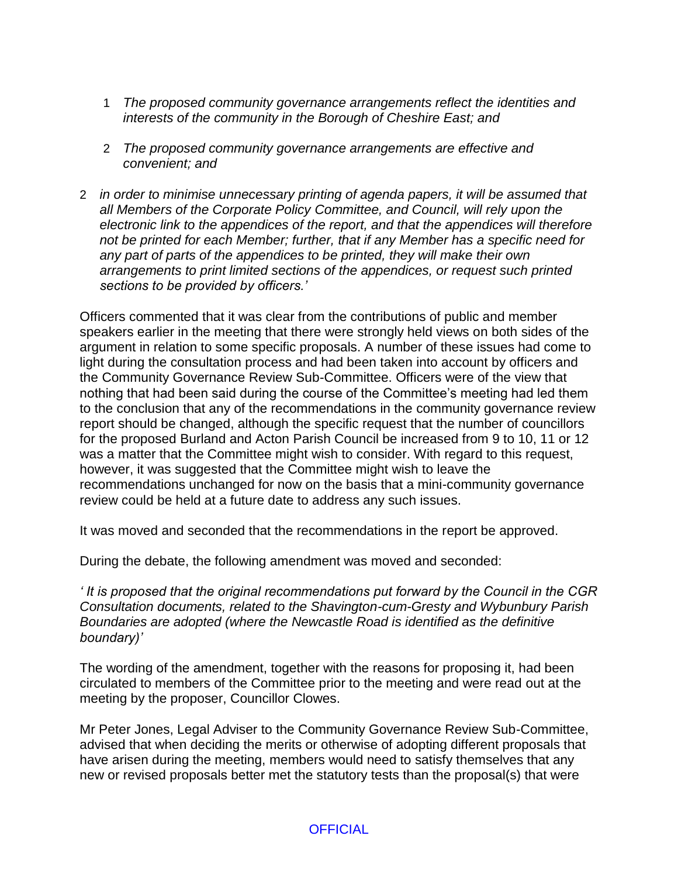1. *The proposed community governance arrangements reflect the identities and interests of the community in the Borough of Cheshire East; and*

2. *The proposed community governance arrangements are effective and convenient; and*

2 *in order to minimise unnecessary printing of agenda papers, it will be assumed that all Members of the Corporate Policy Committee, and Council, will rely upon the electronic link to the appendices of the report, and that the appendices will therefore not be printed for each Member; further, that if any Member has a specific need for any part of parts of the appendices to be printed, they will make their own arrangements to print limited sections of the appendices, or request such printed sections to be provided by officers.'*

Officers commented that it was clear from the contributions of public and member speakers earlier in the meeting that there were strongly held views on both sides of the argument in relation to some specific proposals. A number of these issues had come to light during the consultation process and had been taken into account by officers and the Community Governance Review Sub-Committee. Officers were of the view that nothing that had been said during the course of the Committee's meeting had led them to the conclusion that any of the recommendations in the community governance review report should be changed, although the specific request that the number of councillors for the proposed Burland and Acton Parish Council be increased from 9 to 10, 11 or 12 was a matter that the Committee might wish to consider. With regard to this request, however, it was suggested that the Committee might wish to leave the recommendations unchanged for now on the basis that a mini-community governance review could be held at a future date to address any such issues.

It was moved and seconded that the recommendations in the report be approved.

During the debate, the following amendment was moved and seconded:

*' It is proposed that the original recommendations put forward by the Council in the CGR Consultation documents, related to the Shavington-cum-Gresty and Wybunbury Parish Boundaries are adopted (where the Newcastle Road is identified as the definitive boundary)'*

The wording of the amendment, together with the reasons for proposing it, had been circulated to members of the Committee prior to the meeting and were read out at the meeting by the proposer, Councillor Clowes.

Mr Peter Jones, Legal Adviser to the Community Governance Review Sub-Committee, advised that when deciding the merits or otherwise of adopting different proposals that have arisen during the meeting, members would need to satisfy themselves that any new or revised proposals better met the statutory tests than the proposal(s) that were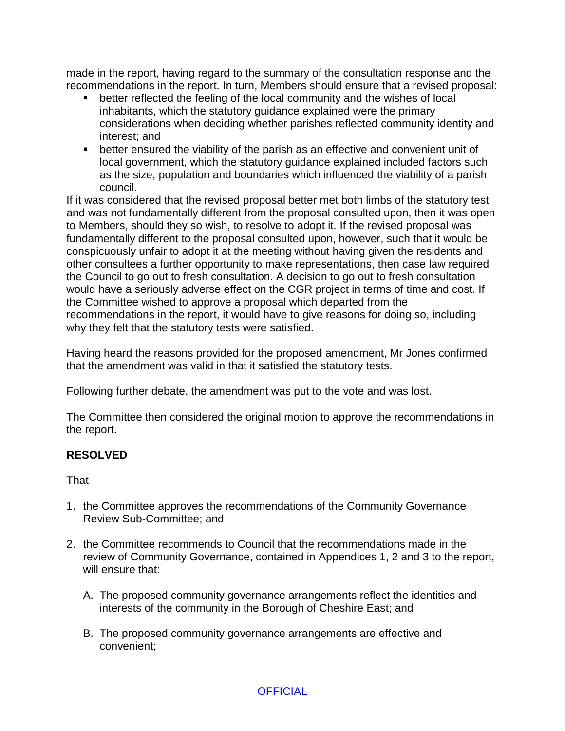made in the report, having regard to the summary of the consultation response and the recommendations in the report. In turn, Members should ensure that a revised proposal:

- better reflected the feeling of the local community and the wishes of local inhabitants, which the statutory guidance explained were the primary considerations when deciding whether parishes reflected community identity and interest; and
- better ensured the viability of the parish as an effective and convenient unit of local government, which the statutory guidance explained included factors such as the size, population and boundaries which influenced the viability of a parish council.

If it was considered that the revised proposal better met both limbs of the statutory test and was not fundamentally different from the proposal consulted upon, then it was open to Members, should they so wish, to resolve to adopt it. If the revised proposal was fundamentally different to the proposal consulted upon, however, such that it would be conspicuously unfair to adopt it at the meeting without having given the residents and other consultees a further opportunity to make representations, then case law required the Council to go out to fresh consultation. A decision to go out to fresh consultation would have a seriously adverse effect on the CGR project in terms of time and cost. If the Committee wished to approve a proposal which departed from the recommendations in the report, it would have to give reasons for doing so, including why they felt that the statutory tests were satisfied.

Having heard the reasons provided for the proposed amendment, Mr Jones confirmed that the amendment was valid in that it satisfied the statutory tests.

Following further debate, the amendment was put to the vote and was lost.

The Committee then considered the original motion to approve the recommendations in the report.

**RESOLVED**

That

1. the Committee approves the recommendations of the Community Governance Review Sub-Committee; and
2. the Committee recommends to Council that the recommendations made in the review of Community Governance, contained in Appendices 1, 2 and 3 to the report, will ensure that:

   A. The proposed community governance arrangements reflect the identities and interests of the community in the Borough of Cheshire East; and

   B. The proposed community governance arrangements are effective and convenient;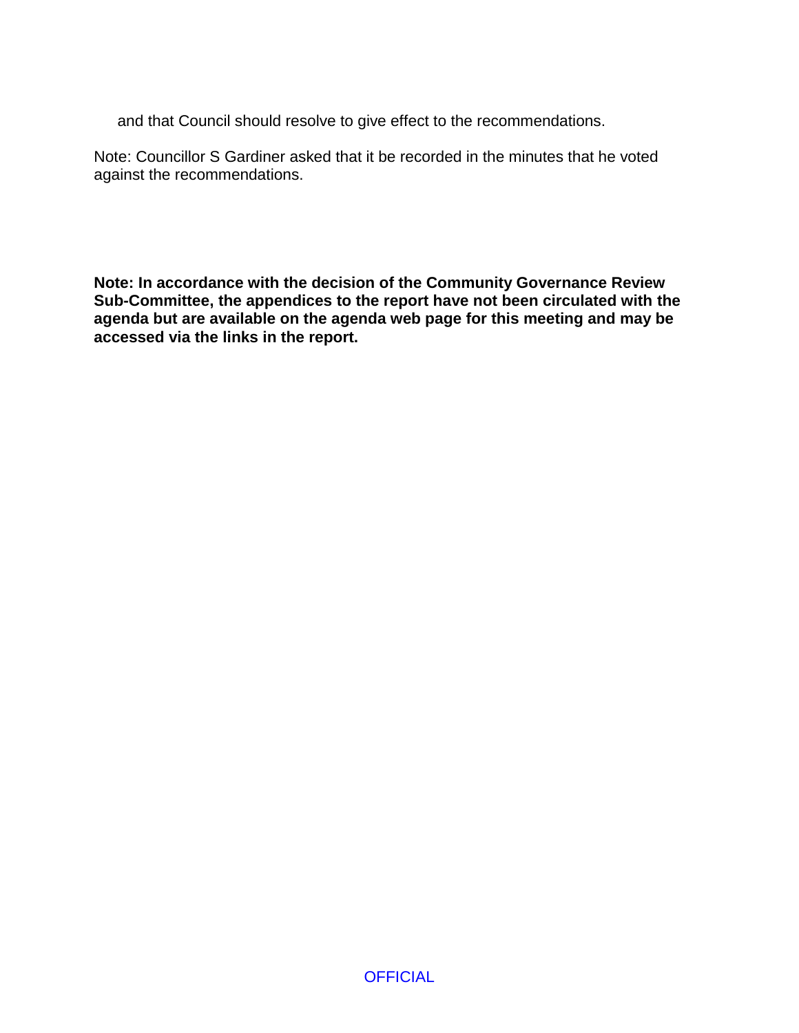and that Council should resolve to give effect to the recommendations.

Note: Councillor S Gardiner asked that it be recorded in the minutes that he voted against the recommendations.

**Note: In accordance with the decision of the Community Governance Review Sub-Committee, the appendices to the report have not been circulated with the agenda but are available on the agenda web page for this meeting and may be accessed via the links in the report.**